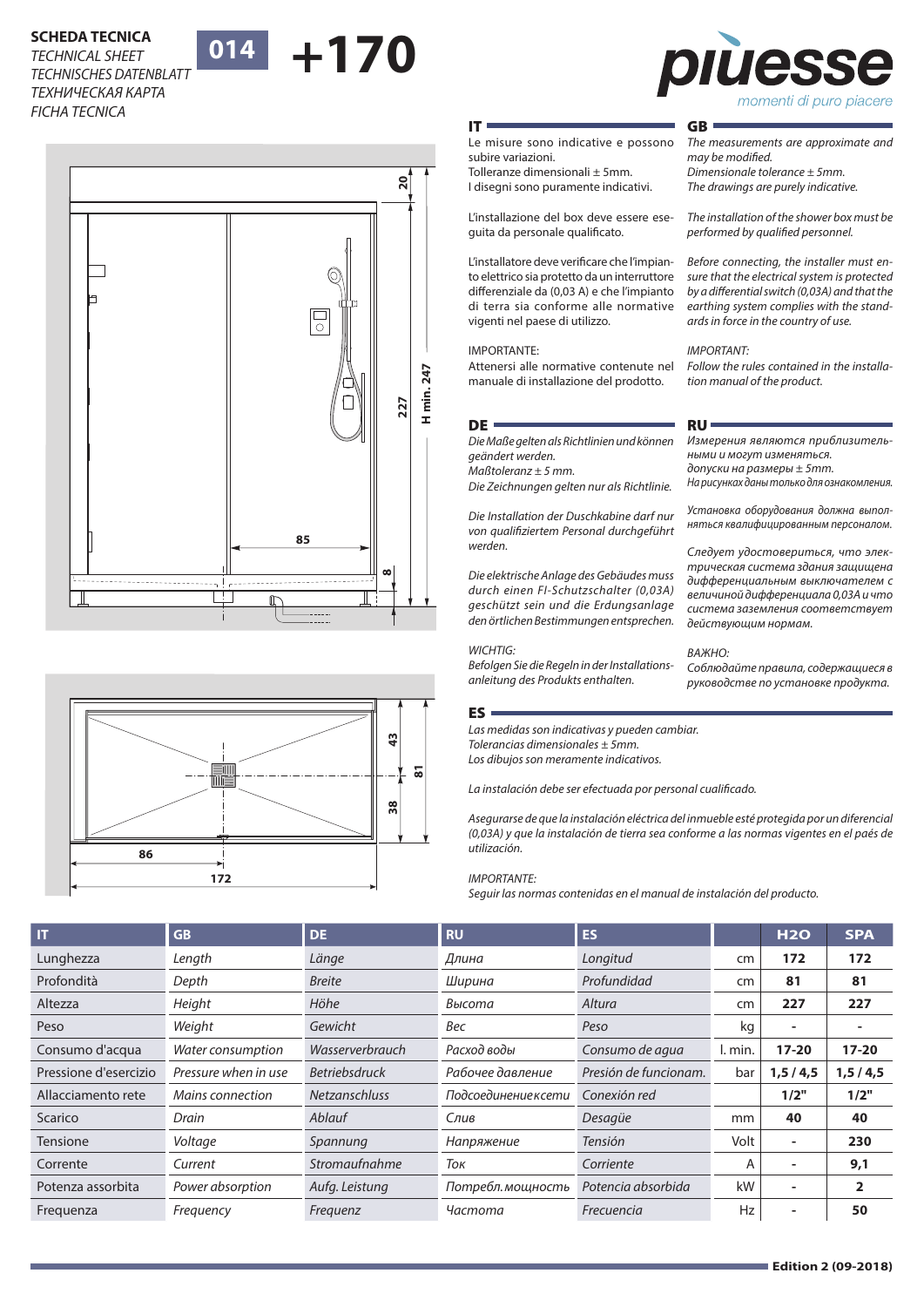**SCHEDA TECNICA**
*TECHNICAL SHEET*
*TECHNISCHES DATENBLATT*
*ТЕХНИЧЕСКАЯ КАРТА*
*FICHA TECNICA*

# 014 +170

**piuesse**
*momenti di puro piacere*

## IT

Le misure sono indicative e possono subire variazioni.
Tolleranze dimensionali ± 5mm.
I disegni sono puramente indicativi.

L'installazione del box deve essere eseguita da personale qualificato.

L'installatore deve verificare che l'impianto elettrico sia protetto da un interruttore differenziale da (0,03 A) e che l'impianto di terra sia conforme alle normative vigenti nel paese di utilizzo.

IMPORTANTE:
Attenersi alle normative contenute nel manuale di installazione del prodotto.

## GB

*The measurements are approximate and may be modified.*
*Dimensionale tolerance ± 5mm.*
*The drawings are purely indicative.*

*The installation of the shower box must be performed by qualified personnel.*

*Before connecting, the installer must ensure that the electrical system is protected by a differential switch (0,03A) and that the earthing system complies with the standards in force in the country of use.*

*IMPORTANT:*
*Follow the rules contained in the installation manual of the product.*

## DE

*Die Maße gelten als Richtlinien und können geändert werden.*
*Maßtoleranz ± 5 mm.*
*Die Zeichnungen gelten nur als Richtlinie.*

*Die Installation der Duschkabine darf nur von qualifiziertem Personal durchgeführt werden.*

*Die elektrische Anlage des Gebäudes muss durch einen FI-Schutzschalter (0,03A) geschützt sein und die Erdungsanlage den örtlichen Bestimmungen entsprechen.*

*WICHTIG:*
*Befolgen Sie die Regeln in der Installationsanleitung des Produkts enthalten.*

## RU

*Измерения являются приблизительными и могут изменяться.*
*допуски на размеры ± 5mm.*
*На рисунках даны только для ознакомления.*

*Установка оборудования должна выполняться квалифицированным персоналом.*

*Следует удостовериться, что электрическая система здания защищена дифференциальным выключателем с величиной дифференциала 0,03A и что система заземления соответствует действующим нормам.*

*ВАЖНО:*
*Соблюдайте правила, содержащиеся в руководстве по установке продукта.*

## ES

*Las medidas son indicativas y pueden cambiar.*
*Tolerancias dimensionales ± 5mm.*
*Los dibujos son meramente indicativos.*

*La instalación debe ser efectuada por personal cualificado.*

*Asegurarse de que la instalación eléctrica del inmueble esté protegida por un diferencial (0,03A) y que la instalación de tierra sea conforme a las normas vigentes en el paés de utilización.*

*IMPORTANTE:*
*Seguir las normas contenidas en el manual de instalación del producto.*

| IT | GB | DE | RU | ES | | H2O | SPA |
|---|---|---|---|---|---|---|---|
| Lunghezza | *Length* | *Länge* | *Длина* | *Longitud* | cm | 172 | 172 |
| Profondità | *Depth* | *Breite* | *Ширина* | *Profundidad* | cm | 81 | 81 |
| Altezza | *Height* | *Höhe* | *Высота* | *Altura* | cm | 227 | 227 |
| Peso | *Weight* | *Gewicht* | *Вес* | *Peso* | kg | - | - |
| Consumo d'acqua | *Water consumption* | *Wasserverbrauch* | *Расход воды* | *Consumo de agua* | l. min. | 17-20 | 17-20 |
| Pressione d'esercizio | *Pressure when in use* | *Betriebsdruck* | *Рабочее давление* | *Presión de funcionam.* | bar | 1,5 / 4,5 | 1,5 / 4,5 |
| Allacciamento rete | *Mains connection* | *Netzanschluss* | *Подсоединениексети* | *Conexión red* | | 1/2" | 1/2" |
| Scarico | *Drain* | *Ablauf* | *Слив* | *Desagüe* | mm | 40 | 40 |
| Tensione | *Voltage* | *Spannung* | *Напряжение* | *Tensión* | Volt | - | 230 |
| Corrente | *Current* | *Stromaufnahme* | *Ток* | *Corriente* | A | - | 9,1 |
| Potenza assorbita | *Power absorption* | *Aufg. Leistung* | *Потребл. мощность* | *Potencia absorbida* | kW | - | 2 |
| Frequenza | *Frequency* | *Frequenz* | *Частота* | *Frecuencia* | Hz | - | 50 |

**Edition 2 (09-2018)**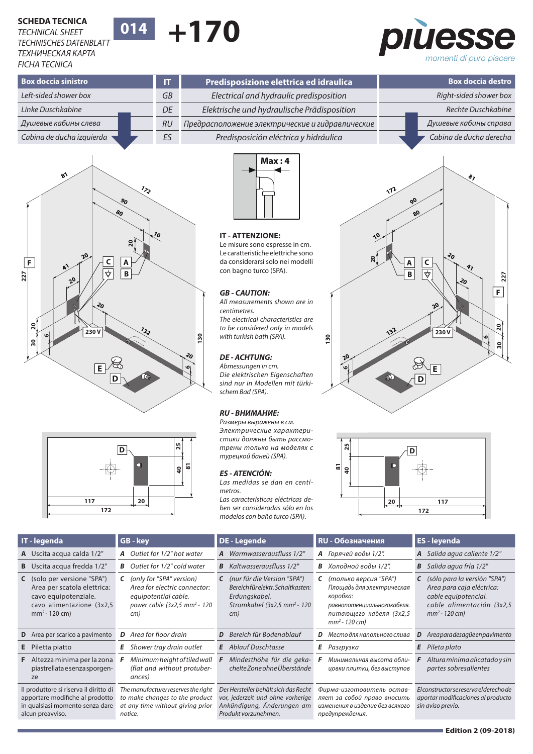**SCHEDA TECNICA**
*TECHNICAL SHEET*
*TECHNISCHES DATENBLATT*
*ТЕХНИЧЕСКАЯ КАРТА*
*FICHA TECNICA*

**014** **+170**

**piuesse** *momenti di puro piacere*

| Box doccia sinistro | IT | Predisposizione elettrica ed idraulica | Box doccia destro |
|---|---|---|---|
| *Left-sided shower box* | *GB* | *Electrical and hydraulic predisposition* | *Right-sided shower box* |
| *Linke Duschkabine* | *DE* | *Elektrische und hydraulische Prädisposition* | *Rechte Duschkabine* |
| *Душевые кабины слева* | *RU* | *Предрасположение электрические и гидравлические* | *Душевые кабины справа* |
| *Cabina de ducha izquierda* | *ES* | *Predisposición eléctrica y hidráulica* | *Cabina de ducha derecha* |

**Max : 4**

**IT - ATTENZIONE:**
Le misure sono espresse in cm.
Le caratteristiche elettriche sono da considerarsi solo nei modelli con bagno turco (SPA).

***GB - CAUTION:***
*All measurements shown are in centimetres.*
*The electrical characteristics are to be considered only in models with turkish bath (SPA).*

***DE - ACHTUNG:***
*Abmessungen in cm.*
*Die elektrischen Eigenschaften sind nur in Modellen mit türkischem Bad (SPA).*

***RU - ВНИМАНИЕ:***
*Размеры выражены в см.*
*Электрические характеристики должны быть рассмотрены только на моделях с турецкой баней (SPA).*

***ES - ATENCIÓN:***
*Las medidas se dan en centímetros.*
*Las características eléctricas deben ser consideradas sólo en los modelos con baño turco (SPA).*

| IT - legenda | GB - key | DE - Legende | RU - Обозначения | ES - leyenda |
|---|---|---|---|---|
| **A** Uscita acqua calda 1/2" | ***A*** *Outlet for 1/2" hot water* | ***A*** *Warmwasserausfluss 1/2"* | ***A*** *Горячей воды 1/2".* | ***A*** *Salida agua caliente 1/2"* |
| **B** Uscita acqua fredda 1/2" | ***B*** *Outlet for 1/2" cold water* | ***B*** *Kaltwasserausfluss 1/2"* | ***B*** *Холодной воды 1/2".* | ***B*** *Salida agua fría 1/2"* |
| **C** (solo per versione "SPA") Area per scatola elettrica: cavo equipotenziale. cavo alimentazione (3x2,5 mm²- 120 cm) | ***C*** *(only for "SPA" version) Area for electric connector: equipotential cable. power cable (3x2,5 mm² - 120 cm)* | ***C*** *(nur für die Version "SPA") Bereich für elektr. Schaltkasten: Erdungskabel. Stromkabel (3x2,5 mm² - 120 cm)* | ***C*** *(только версия "SPA") Площадь для электрическая коробка: равнопотенциальногокабеля. питающего кабеля (3x2,5 mm² - 120 cm)* | ***C*** *(sólo para la versión "SPA") Area para caja eléctrica: cable equipotencial. cable alimentación (3x2,5 mm² - 120 cm)* |
| **D** Area per scarico a pavimento | ***D*** *Area for floor drain* | ***D*** *Bereich für Bodenablauf* | ***D*** *Место для напольного слива* | ***D*** *Area para desagüe en pavimento* |
| **E** Piletta piatto | ***E*** *Shower tray drain outlet* | ***E*** *Ablauf Duschtasse* | ***E*** *Разгрузка* | ***E*** *Pileta plato* |
| **F** Altezza minima per la zona piastrellata e senza sporgenze | ***F*** *Minimum height of tiled wall (flat and without protuberances)* | ***F*** *Mindesthöhe für die gekachelte Zone ohne Überstände* | ***F*** *Минимальная высота облицовки плитки, без выступов* | ***F*** *Altura mínima alicatado y sin partes sobresalientes* |
| Il produttore si riserva il diritto di apportare modifiche al prodotto in qualsiasi momento senza dare alcun preavviso. | *The manufacturer reserves the right to make changes to the product at any time without giving prior notice.* | *Der Hersteller behält sich das Recht vor, jederzeit und ohne vorherige Ankündigung, Änderungen am Produkt vorzunehmen.* | *Фирма-изготовитель оставляет за собой право вносить изменения в изделие без всякого предупреждения.* | *El constructor se reserva el derecho de aportar modificaciones al producto sin aviso previo.* |

**Edition 2 (09-2018)**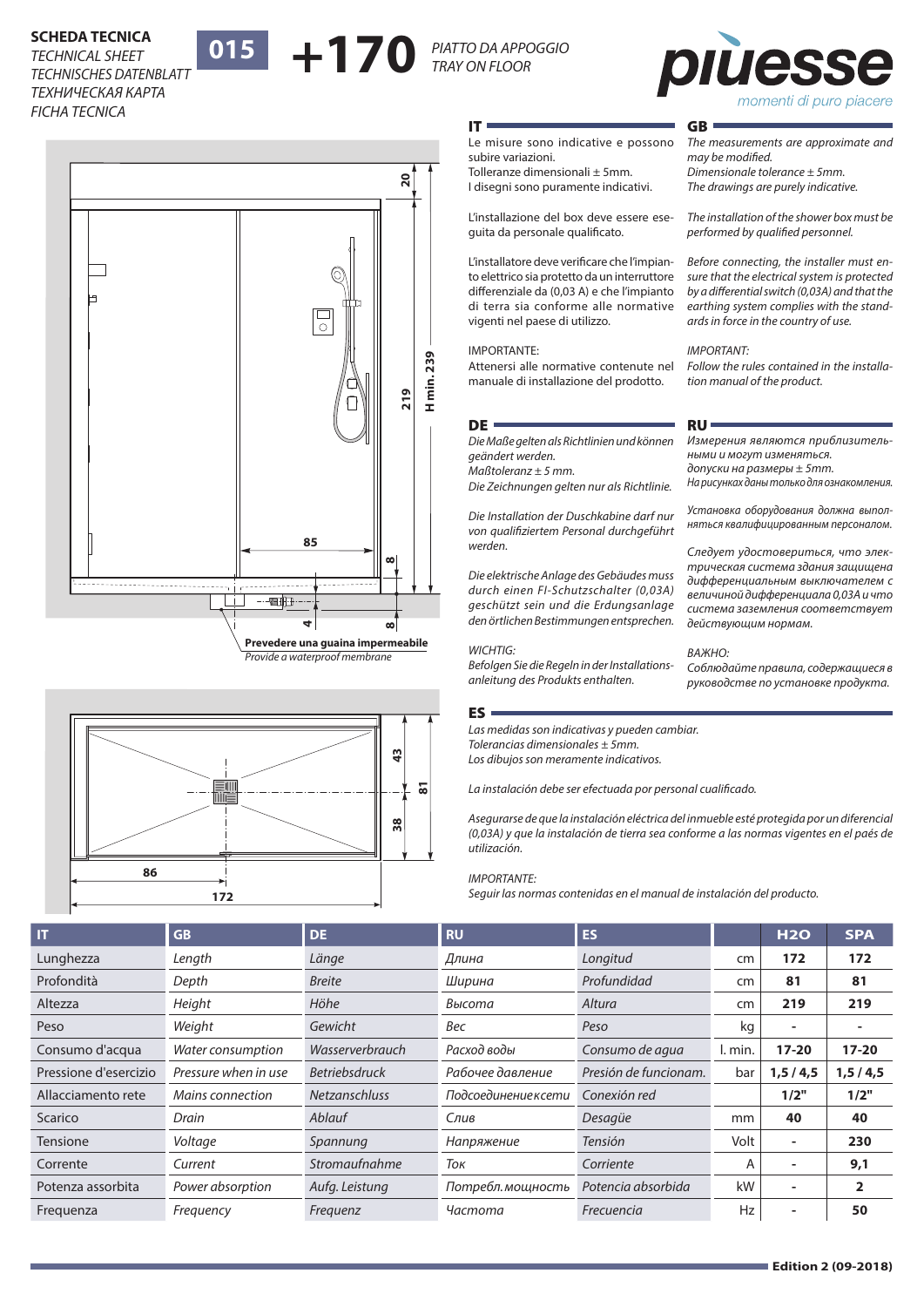**SCHEDA TECNICA**
*TECHNICAL SHEET*
*TECHNISCHES DATENBLATT*
*ТЕХНИЧЕСКАЯ КАРТА*
*FICHA TECNICA*

**015** **+170** *PIATTO DA APPOGGIO* *TRAY ON FLOOR*

**piuesse** *momenti di puro piacere*

**Prevedere una guaina impermeabile**
*Provide a waterproof membrane*

## IT

Le misure sono indicative e possono subire variazioni.
Tolleranze dimensionali ± 5mm.
I disegni sono puramente indicativi.

L'installazione del box deve essere eseguita da personale qualificato.

L'installatore deve verificare che l'impianto elettrico sia protetto da un interruttore differenziale da (0,03 A) e che l'impianto di terra sia conforme alle normative vigenti nel paese di utilizzo.

IMPORTANTE:
Attenersi alle normative contenute nel manuale di installazione del prodotto.

## GB

*The measurements are approximate and may be modified.*
*Dimensional tolerance ± 5mm.*
*The drawings are purely indicative.*

*The installation of the shower box must be performed by qualified personnel.*

*Before connecting, the installer must ensure that the electrical system is protected by a differential switch (0,03A) and that the earthing system complies with the standards in force in the country of use.*

*IMPORTANT:*
*Follow the rules contained in the installation manual of the product.*

## DE

*Die Maße gelten als Richtlinien und können geändert werden.*
*Maßtoleranz ± 5 mm.*
*Die Zeichnungen gelten nur als Richtlinie.*

*Die Installation der Duschkabine darf nur von qualifiziertem Personal durchgeführt werden.*

*Die elektrische Anlage des Gebäudes muss durch einen FI-Schutzschalter (0,03A) geschützt sein und die Erdungsanlage den örtlichen Bestimmungen entsprechen.*

*WICHTIG:*
*Befolgen Sie die Regeln in der Installationsanleitung des Produkts enthalten.*

## RU

*Измерения являются приблизительными и могут изменяться.*
*допуски на размеры ± 5mm.*
*На рисунках даны только для ознакомления.*

*Установка оборудования должна выполняться квалифицированным персоналом.*

*Следует удостовериться, что электрическая система здания защищена дифференциальным выключателем с величиной дифференциала 0,03A и что система заземления соответствует действующим нормам.*

*ВАЖНО:*
*Соблюдайте правила, содержащиеся в руководстве по установке продукта.*

## ES

*Las medidas son indicativas y pueden cambiar.*
*Tolerancias dimensionales ± 5mm.*
*Los dibujos son meramente indicativos.*

*La instalación debe ser efectuada por personal cualificado.*

*Asegurarse de que la instalación eléctrica del inmueble esté protegida por un diferencial (0,03A) y que la instalación de tierra sea conforme a las normas vigentes en el paés de utilización.*

*IMPORTANTE:*
*Seguir las normas contenidas en el manual de instalación del producto.*

| IT | GB | DE | RU | ES | | H2O | SPA |
|---|---|---|---|---|---|---|---|
| Lunghezza | *Length* | *Länge* | *Длина* | *Longitud* | cm | **172** | **172** |
| Profondità | *Depth* | *Breite* | *Ширина* | *Profundidad* | cm | **81** | **81** |
| Altezza | *Height* | *Höhe* | *Высота* | *Altura* | cm | **219** | **219** |
| Peso | *Weight* | *Gewicht* | *Вес* | *Peso* | kg | **-** | **-** |
| Consumo d'acqua | *Water consumption* | *Wasserverbrauch* | *Расход воды* | *Consumo de agua* | l. min. | **17-20** | **17-20** |
| Pressione d'esercizio | *Pressure when in use* | *Betriebsdruck* | *Рабочее давление* | *Presión de funcionam.* | bar | **1,5 / 4,5** | **1,5 / 4,5** |
| Allacciamento rete | *Mains connection* | *Netzanschluss* | *Подсоединенеисети* | *Conexión red* | | **1/2"** | **1/2"** |
| Scarico | *Drain* | *Ablauf* | *Слив* | *Desagüe* | mm | **40** | **40** |
| Tensione | *Voltage* | *Spannung* | *Напряжение* | *Tensión* | Volt | **-** | **230** |
| Corrente | *Current* | *Stromaufnahme* | *Ток* | *Corriente* | A | **-** | **9,1** |
| Potenza assorbita | *Power absorption* | *Aufg. Leistung* | *Потребл.мощность* | *Potencia absorbida* | kW | **-** | **2** |
| Frequenza | *Frequency* | *Frequenz* | *Частота* | *Frecuencia* | Hz | **-** | **50** |

**Edition 2 (09-2018)**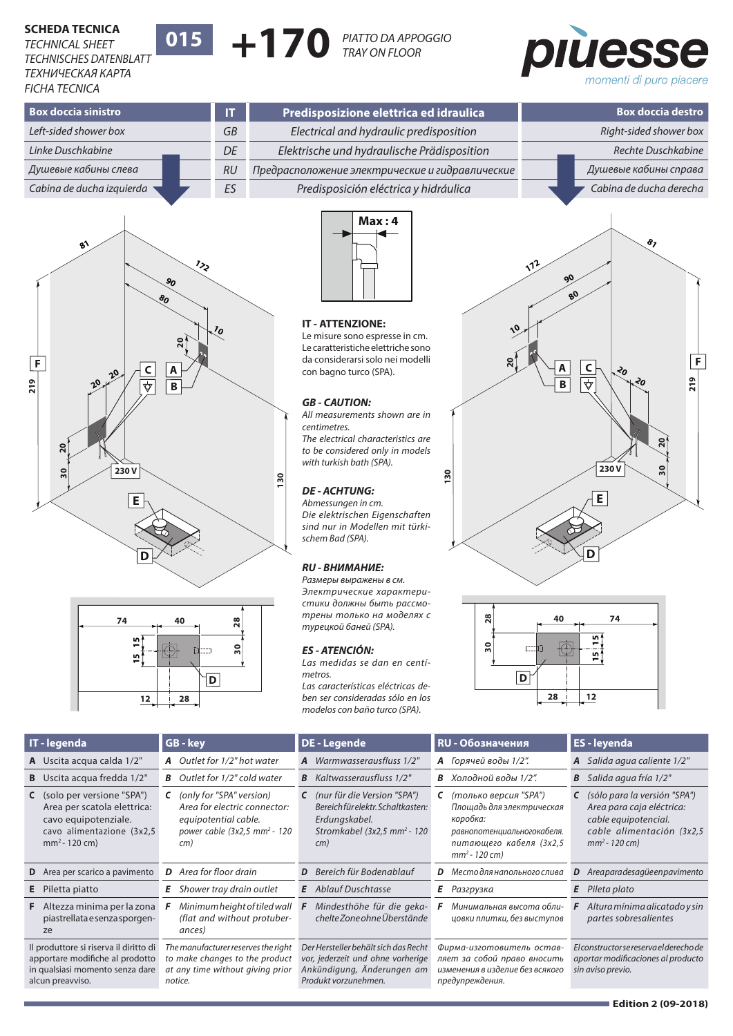**SCHEDA TECNICA**
*TECHNICAL SHEET*
*TECHNISCHES DATENBLATT*
*ТЕХНИЧЕСКАЯ КАРТА*
*FICHA TECNICA*

**015** **+170** *PIATTO DA APPOGGIO*
*TRAY ON FLOOR*

**piùesse**
*momenti di puro piacere*

| Box doccia sinistro | IT | Predisposizione elettrica ed idraulica | Box doccia destro |
|---|---|---|---|
| *Left-sided shower box* | *GB* | *Electrical and hydraulic predisposition* | *Right-sided shower box* |
| *Linke Duschkabine* | *DE* | *Elektrische und hydraulische Prädisposition* | *Rechte Duschkabine* |
| *Душевые кабины слева* | *RU* | *Предрасположение электрические и гидравлические* | *Душевые кабины справа* |
| *Cabina de ducha izquierda* | *ES* | *Predisposición eléctrica y hidráulica* | *Cabina de ducha derecha* |

81
172
90
80
10
20
F
219
20 20
C A
B
20
30
230 V
130
E
D

74 40 28
15 15
30
D
12 28

Max : 4

**IT - ATTENZIONE:**
Le misure sono espresse in cm.
Le caratteristiche elettriche sono da considerarsi solo nei modelli con bagno turco (SPA).

***GB - CAUTION:***
*All measurements shown are in centimetres.*
*The electrical characteristics are to be considered only in models with turkish bath (SPA).*

***DE - ACHTUNG:***
*Abmessungen in cm.*
*Die elektrischen Eigenschaften sind nur in Modellen mit türkischem Bad (SPA).*

***RU - ВНИМАНИЕ:***
*Размеры выражены в см.*
*Электрические характеристики должны быть рассмотрены только на моделях с турецкой баней (SPA).*

***ES - ATENCIÓN:***
*Las medidas se dan en centímetros.*
*Las características eléctricas deben ser consideradas sólo en los modelos con baño turco (SPA).*

81
172
90
80
10
20
A C
B
20 20
F
219
130
20
30
230 V
E
D

28 40 74
30
15 15
D
28 12

| IT - legenda | GB - key | DE - Legende | RU - Обозначения | ES - leyenda |
|---|---|---|---|---|
| **A** Uscita acqua calda 1/2" | ***A*** *Outlet for 1/2" hot water* | ***A*** *Warmwasserausfluss 1/2"* | ***A*** *Горячей воды 1/2".* | ***A*** *Salida agua caliente 1/2"* |
| **B** Uscita acqua fredda 1/2" | ***B*** *Outlet for 1/2" cold water* | ***B*** *Kaltwasserausfluss 1/2"* | ***B*** *Холодной воды 1/2".* | ***B*** *Salida agua fría 1/2"* |
| **C** (solo per versione "SPA") Area per scatola elettrica: cavo equipotenziale. cavo alimentazione (3x2,5 $mm^2$ - 120 cm) | ***C*** *(only for "SPA" version) Area for electric connector: equipotential cable. power cable (3x2,5 $mm^2$ - 120 cm)* | ***C*** *(nur für die Version "SPA") Bereich für elektr. Schaltkasten: Erdungskabel. Stromkabel (3x2,5 $mm^2$ - 120 cm)* | ***C*** *(только версия "SPA") Площадь для электрическая коробка: равнопотенциальногокабеля. питающего кабеля (3x2,5 $mm^2$ - 120 cm)* | ***C*** *(sólo para la versión "SPA") Area para caja eléctrica: cable equipotencial. cable alimentación (3x2,5 $mm^2$ - 120 cm)* |
| **D** Area per scarico a pavimento | ***D*** *Area for floor drain* | ***D*** *Bereich für Bodenablauf* | ***D*** *Место для напольного слива* | ***D*** *Area para desagüe en pavimento* |
| **E** Piletta piatto | ***E*** *Shower tray drain outlet* | ***E*** *Ablauf Duschtasse* | ***E*** *Разгрузка* | ***E*** *Pileta plato* |
| **F** Altezza minima per la zona piastrellata e senza sporgenze | ***F*** *Minimum height of tiled wall (flat and without protuberances)* | ***F*** *Mindesthöhe für die gekachelte Zone ohne Überstände* | ***F*** *Минимальная высота облицовки плитки, без выступов* | ***F*** *Altura mínima alicatado y sin partes sobresalientes* |
| Il produttore si riserva il diritto di apportare modifiche al prodotto in qualsiasi momento senza dare alcun preavviso. | *The manufacturer reserves the right to make changes to the product at any time without giving prior notice.* | *Der Hersteller behält sich das Recht vor, jederzeit und ohne vorherige Ankündigung, Änderungen am Produkt vorzunehmen.* | *Фирма-изготовитель оставляет за собой право вносить изменения в изделие без всякого предупреждения.* | *El constructor se reserva el derecho de aportar modificaciones al producto sin aviso previo.* |

**Edition 2 (09-2018)**